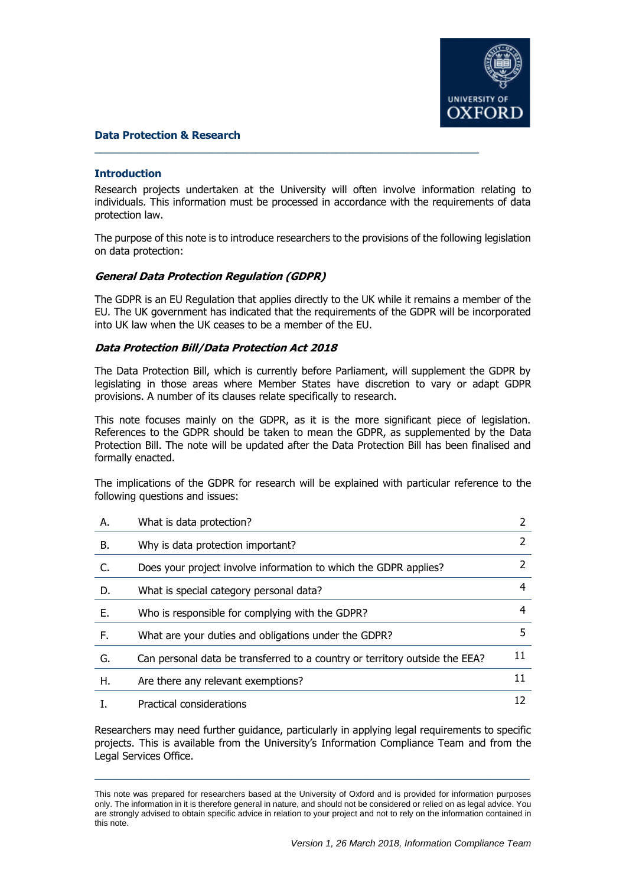# Data Protection & Research

## Introduction

Research projects undertaken at the University will often involve information relating to individuals. This information must be processed in accordance with the requirements of data protection law.

The purpose of this note is to introduce researchers to the provisions of the following legislation on data protection:

### *General Data Protection Regulation (GDPR)*

The GDPR is an EU Regulation that applies directly to the UK while it remains a member of the EU. The UK government has indicated that the requirements of the GDPR will be incorporated into UK law when the UK ceases to be a member of the EU.

### *Data Protection Bill/Data Protection Act 2018*

The Data Protection Bill, which is currently before Parliament, will supplement the GDPR by legislating in those areas where Member States have discretion to vary or adapt GDPR provisions. A number of its clauses relate specifically to research.

This note focuses mainly on the GDPR, as it is the more significant piece of legislation. References to the GDPR should be taken to mean the GDPR, as supplemented by the Data Protection Bill. The note will be updated after the Data Protection Bill has been finalised and formally enacted.

The implications of the GDPR for research will be explained with particular reference to the following questions and issues:

| | | |
|---|---|---|
| A. | What is data protection? | 2 |
| B. | Why is data protection important? | 2 |
| C. | Does your project involve information to which the GDPR applies? | 2 |
| D. | What is special category personal data? | 4 |
| E. | Who is responsible for complying with the GDPR? | 4 |
| F. | What are your duties and obligations under the GDPR? | 5 |
| G. | Can personal data be transferred to a country or territory outside the EEA? | 11 |
| H. | Are there any relevant exemptions? | 11 |
| I. | Practical considerations | 12 |

Researchers may need further guidance, particularly in applying legal requirements to specific projects. This is available from the University's Information Compliance Team and from the Legal Services Office.

---

This note was prepared for researchers based at the University of Oxford and is provided for information purposes only. The information in it is therefore general in nature, and should not be considered or relied on as legal advice. You are strongly advised to obtain specific advice in relation to your project and not to rely on the information contained in this note.

*Version 1, 26 March 2018, Information Compliance Team*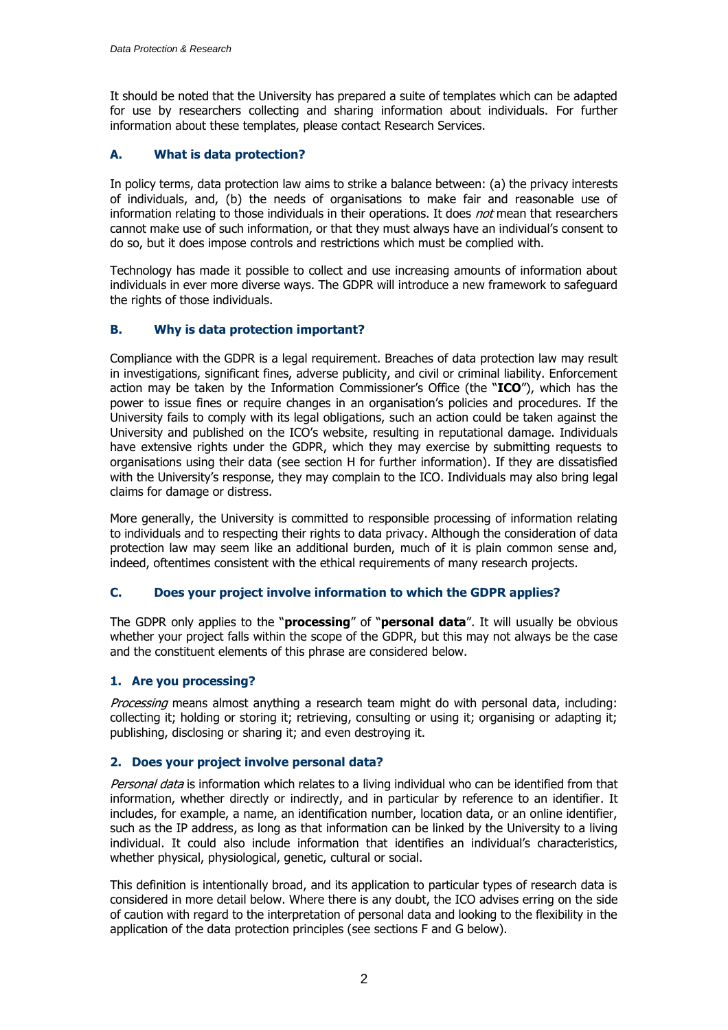It should be noted that the University has prepared a suite of templates which can be adapted for use by researchers collecting and sharing information about individuals. For further information about these templates, please contact Research Services.

## A. What is data protection?

In policy terms, data protection law aims to strike a balance between: (a) the privacy interests of individuals, and, (b) the needs of organisations to make fair and reasonable use of information relating to those individuals in their operations. It does *not* mean that researchers cannot make use of such information, or that they must always have an individual's consent to do so, but it does impose controls and restrictions which must be complied with.

Technology has made it possible to collect and use increasing amounts of information about individuals in ever more diverse ways. The GDPR will introduce a new framework to safeguard the rights of those individuals.

## B. Why is data protection important?

Compliance with the GDPR is a legal requirement. Breaches of data protection law may result in investigations, significant fines, adverse publicity, and civil or criminal liability. Enforcement action may be taken by the Information Commissioner's Office (the "**ICO**"), which has the power to issue fines or require changes in an organisation's policies and procedures. If the University fails to comply with its legal obligations, such an action could be taken against the University and published on the ICO's website, resulting in reputational damage. Individuals have extensive rights under the GDPR, which they may exercise by submitting requests to organisations using their data (see section H for further information). If they are dissatisfied with the University's response, they may complain to the ICO. Individuals may also bring legal claims for damage or distress.

More generally, the University is committed to responsible processing of information relating to individuals and to respecting their rights to data privacy. Although the consideration of data protection law may seem like an additional burden, much of it is plain common sense and, indeed, oftentimes consistent with the ethical requirements of many research projects.

## C. Does your project involve information to which the GDPR applies?

The GDPR only applies to the "**processing**" of "**personal data**". It will usually be obvious whether your project falls within the scope of the GDPR, but this may not always be the case and the constituent elements of this phrase are considered below.

### 1. Are you processing?

*Processing* means almost anything a research team might do with personal data, including: collecting it; holding or storing it; retrieving, consulting or using it; organising or adapting it; publishing, disclosing or sharing it; and even destroying it.

### 2. Does your project involve personal data?

*Personal data* is information which relates to a living individual who can be identified from that information, whether directly or indirectly, and in particular by reference to an identifier. It includes, for example, a name, an identification number, location data, or an online identifier, such as the IP address, as long as that information can be linked by the University to a living individual. It could also include information that identifies an individual's characteristics, whether physical, physiological, genetic, cultural or social.

This definition is intentionally broad, and its application to particular types of research data is considered in more detail below. Where there is any doubt, the ICO advises erring on the side of caution with regard to the interpretation of personal data and looking to the flexibility in the application of the data protection principles (see sections F and G below).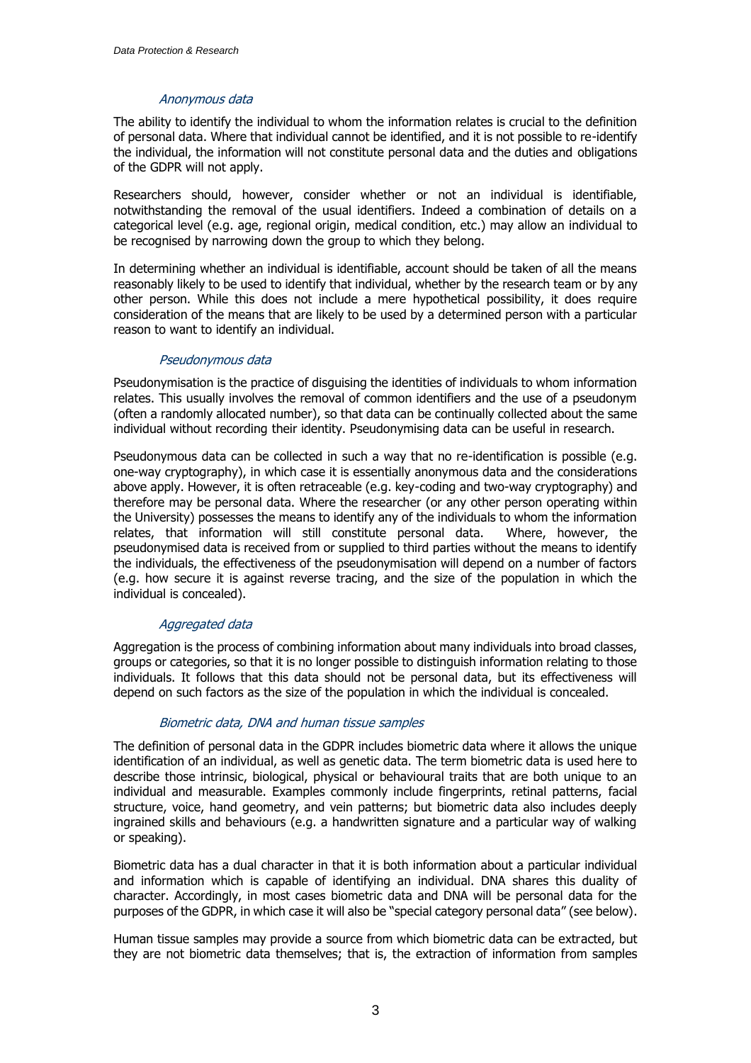#### *Anonymous data*

The ability to identify the individual to whom the information relates is crucial to the definition of personal data. Where that individual cannot be identified, and it is not possible to re-identify the individual, the information will not constitute personal data and the duties and obligations of the GDPR will not apply.

Researchers should, however, consider whether or not an individual is identifiable, notwithstanding the removal of the usual identifiers. Indeed a combination of details on a categorical level (e.g. age, regional origin, medical condition, etc.) may allow an individual to be recognised by narrowing down the group to which they belong.

In determining whether an individual is identifiable, account should be taken of all the means reasonably likely to be used to identify that individual, whether by the research team or by any other person. While this does not include a mere hypothetical possibility, it does require consideration of the means that are likely to be used by a determined person with a particular reason to want to identify an individual.

#### *Pseudonymous data*

Pseudonymisation is the practice of disguising the identities of individuals to whom information relates. This usually involves the removal of common identifiers and the use of a pseudonym (often a randomly allocated number), so that data can be continually collected about the same individual without recording their identity. Pseudonymising data can be useful in research.

Pseudonymous data can be collected in such a way that no re-identification is possible (e.g. one-way cryptography), in which case it is essentially anonymous data and the considerations above apply. However, it is often retraceable (e.g. key-coding and two-way cryptography) and therefore may be personal data. Where the researcher (or any other person operating within the University) possesses the means to identify any of the individuals to whom the information relates, that information will still constitute personal data. Where, however, the pseudonymised data is received from or supplied to third parties without the means to identify the individuals, the effectiveness of the pseudonymisation will depend on a number of factors (e.g. how secure it is against reverse tracing, and the size of the population in which the individual is concealed).

#### *Aggregated data*

Aggregation is the process of combining information about many individuals into broad classes, groups or categories, so that it is no longer possible to distinguish information relating to those individuals. It follows that this data should not be personal data, but its effectiveness will depend on such factors as the size of the population in which the individual is concealed.

#### *Biometric data, DNA and human tissue samples*

The definition of personal data in the GDPR includes biometric data where it allows the unique identification of an individual, as well as genetic data. The term biometric data is used here to describe those intrinsic, biological, physical or behavioural traits that are both unique to an individual and measurable. Examples commonly include fingerprints, retinal patterns, facial structure, voice, hand geometry, and vein patterns; but biometric data also includes deeply ingrained skills and behaviours (e.g. a handwritten signature and a particular way of walking or speaking).

Biometric data has a dual character in that it is both information about a particular individual and information which is capable of identifying an individual. DNA shares this duality of character. Accordingly, in most cases biometric data and DNA will be personal data for the purposes of the GDPR, in which case it will also be "special category personal data" (see below).

Human tissue samples may provide a source from which biometric data can be extracted, but they are not biometric data themselves; that is, the extraction of information from samples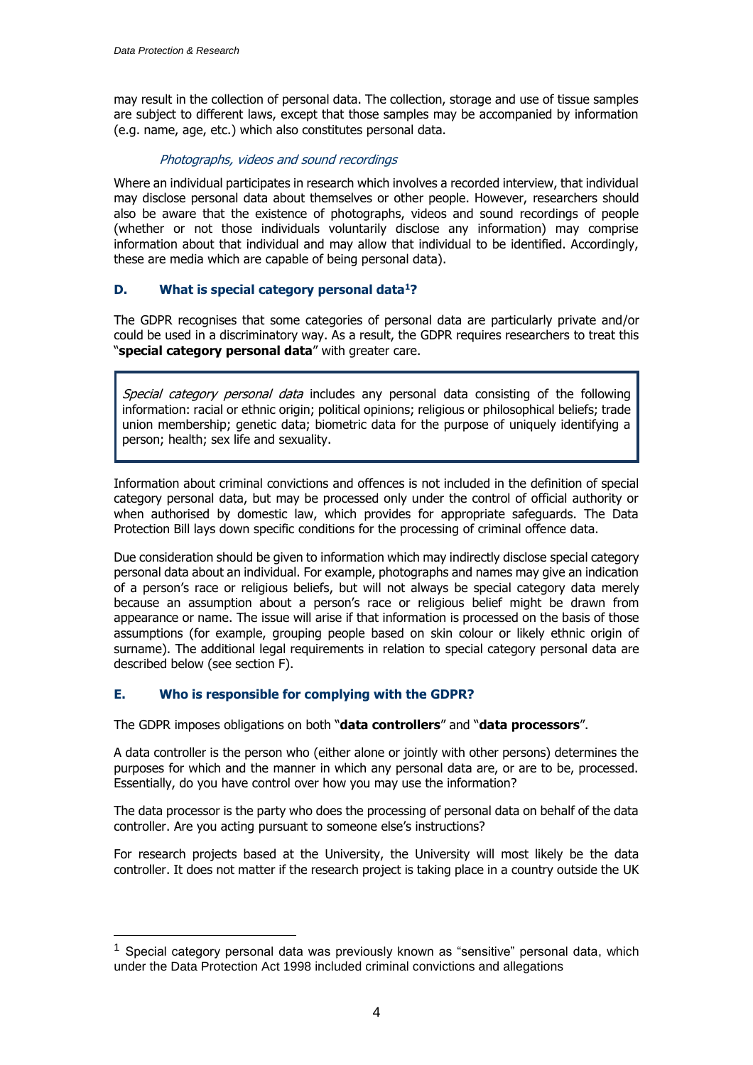may result in the collection of personal data. The collection, storage and use of tissue samples are subject to different laws, except that those samples may be accompanied by information (e.g. name, age, etc.) which also constitutes personal data.

*Photographs, videos and sound recordings*

Where an individual participates in research which involves a recorded interview, that individual may disclose personal data about themselves or other people. However, researchers should also be aware that the existence of photographs, videos and sound recordings of people (whether or not those individuals voluntarily disclose any information) may comprise information about that individual and may allow that individual to be identified. Accordingly, these are media which are capable of being personal data).

## D. What is special category personal data[1]?

The GDPR recognises that some categories of personal data are particularly private and/or could be used in a discriminatory way. As a result, the GDPR requires researchers to treat this "**special category personal data**" with greater care.

> *Special category personal data* includes any personal data consisting of the following information: racial or ethnic origin; political opinions; religious or philosophical beliefs; trade union membership; genetic data; biometric data for the purpose of uniquely identifying a person; health; sex life and sexuality.

Information about criminal convictions and offences is not included in the definition of special category personal data, but may be processed only under the control of official authority or when authorised by domestic law, which provides for appropriate safeguards. The Data Protection Bill lays down specific conditions for the processing of criminal offence data.

Due consideration should be given to information which may indirectly disclose special category personal data about an individual. For example, photographs and names may give an indication of a person's race or religious beliefs, but will not always be special category data merely because an assumption about a person's race or religious belief might be drawn from appearance or name. The issue will arise if that information is processed on the basis of those assumptions (for example, grouping people based on skin colour or likely ethnic origin of surname). The additional legal requirements in relation to special category personal data are described below (see section F).

## E. Who is responsible for complying with the GDPR?

The GDPR imposes obligations on both "**data controllers**" and "**data processors**".

A data controller is the person who (either alone or jointly with other persons) determines the purposes for which and the manner in which any personal data are, or are to be, processed. Essentially, do you have control over how you may use the information?

The data processor is the party who does the processing of personal data on behalf of the data controller. Are you acting pursuant to someone else's instructions?

For research projects based at the University, the University will most likely be the data controller. It does not matter if the research project is taking place in a country outside the UK

---

[1] Special category personal data was previously known as "sensitive" personal data, which under the Data Protection Act 1998 included criminal convictions and allegations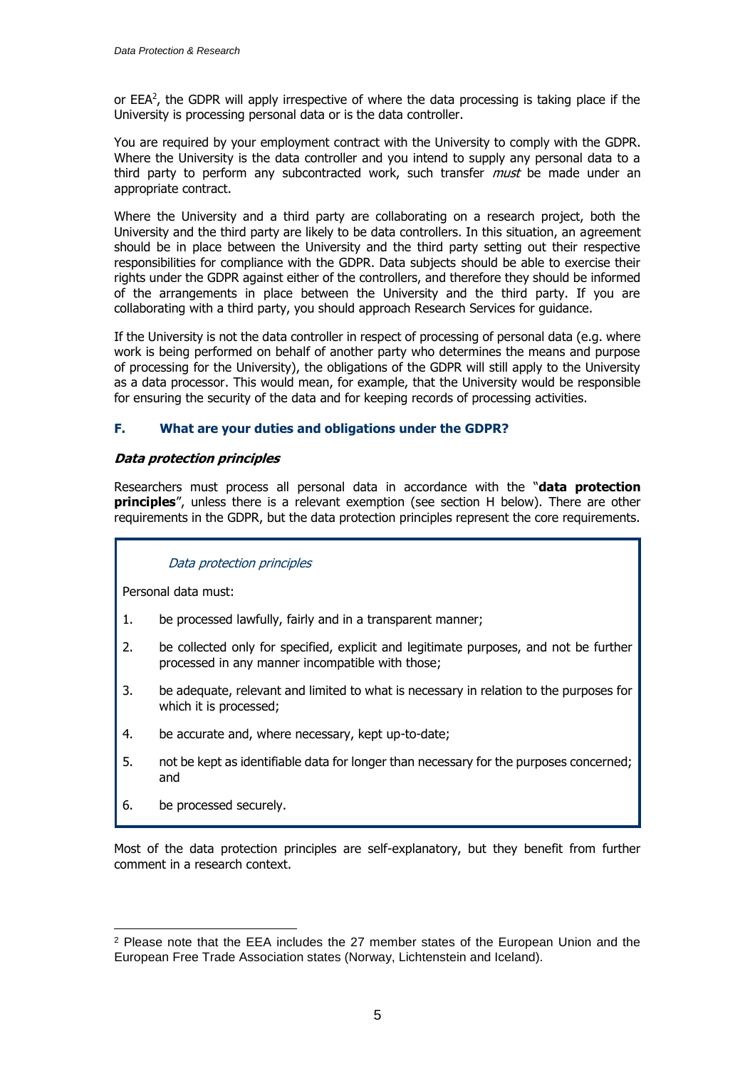or EEA[2], the GDPR will apply irrespective of where the data processing is taking place if the University is processing personal data or is the data controller.

You are required by your employment contract with the University to comply with the GDPR. Where the University is the data controller and you intend to supply any personal data to a third party to perform any subcontracted work, such transfer *must* be made under an appropriate contract.

Where the University and a third party are collaborating on a research project, both the University and the third party are likely to be data controllers. In this situation, an agreement should be in place between the University and the third party setting out their respective responsibilities for compliance with the GDPR. Data subjects should be able to exercise their rights under the GDPR against either of the controllers, and therefore they should be informed of the arrangements in place between the University and the third party. If you are collaborating with a third party, you should approach Research Services for guidance.

If the University is not the data controller in respect of processing of personal data (e.g. where work is being performed on behalf of another party who determines the means and purpose of processing for the University), the obligations of the GDPR will still apply to the University as a data processor. This would mean, for example, that the University would be responsible for ensuring the security of the data and for keeping records of processing activities.

## F. What are your duties and obligations under the GDPR?

***Data protection principles***

Researchers must process all personal data in accordance with the "**data protection principles**", unless there is a relevant exemption (see section H below). There are other requirements in the GDPR, but the data protection principles represent the core requirements.

> *Data protection principles*
>
> Personal data must:
>
> 1. be processed lawfully, fairly and in a transparent manner;
> 2. be collected only for specified, explicit and legitimate purposes, and not be further processed in any manner incompatible with those;
> 3. be adequate, relevant and limited to what is necessary in relation to the purposes for which it is processed;
> 4. be accurate and, where necessary, kept up-to-date;
> 5. not be kept as identifiable data for longer than necessary for the purposes concerned; and
> 6. be processed securely.

Most of the data protection principles are self-explanatory, but they benefit from further comment in a research context.

[2] Please note that the EEA includes the 27 member states of the European Union and the European Free Trade Association states (Norway, Lichtenstein and Iceland).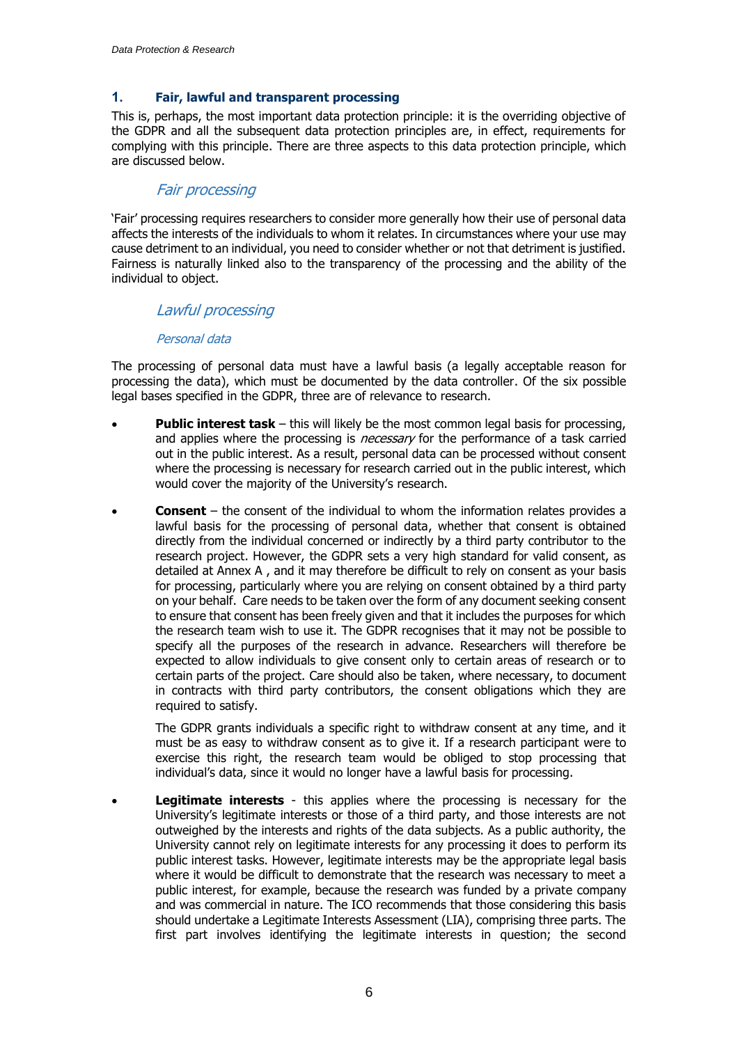## 1. Fair, lawful and transparent processing

This is, perhaps, the most important data protection principle: it is the overriding objective of the GDPR and all the subsequent data protection principles are, in effect, requirements for complying with this principle. There are three aspects to this data protection principle, which are discussed below.

### *Fair processing*

'Fair' processing requires researchers to consider more generally how their use of personal data affects the interests of the individuals to whom it relates. In circumstances where your use may cause detriment to an individual, you need to consider whether or not that detriment is justified. Fairness is naturally linked also to the transparency of the processing and the ability of the individual to object.

### *Lawful processing*

#### *Personal data*

The processing of personal data must have a lawful basis (a legally acceptable reason for processing the data), which must be documented by the data controller. Of the six possible legal bases specified in the GDPR, three are of relevance to research.

- **Public interest task** – this will likely be the most common legal basis for processing, and applies where the processing is *necessary* for the performance of a task carried out in the public interest. As a result, personal data can be processed without consent where the processing is necessary for research carried out in the public interest, which would cover the majority of the University's research.

- **Consent** – the consent of the individual to whom the information relates provides a lawful basis for the processing of personal data, whether that consent is obtained directly from the individual concerned or indirectly by a third party contributor to the research project. However, the GDPR sets a very high standard for valid consent, as detailed at Annex A , and it may therefore be difficult to rely on consent as your basis for processing, particularly where you are relying on consent obtained by a third party on your behalf. Care needs to be taken over the form of any document seeking consent to ensure that consent has been freely given and that it includes the purposes for which the research team wish to use it. The GDPR recognises that it may not be possible to specify all the purposes of the research in advance. Researchers will therefore be expected to allow individuals to give consent only to certain areas of research or to certain parts of the project. Care should also be taken, where necessary, to document in contracts with third party contributors, the consent obligations which they are required to satisfy.

  The GDPR grants individuals a specific right to withdraw consent at any time, and it must be as easy to withdraw consent as to give it. If a research participant were to exercise this right, the research team would be obliged to stop processing that individual's data, since it would no longer have a lawful basis for processing.

- **Legitimate interests** - this applies where the processing is necessary for the University's legitimate interests or those of a third party, and those interests are not outweighed by the interests and rights of the data subjects. As a public authority, the University cannot rely on legitimate interests for any processing it does to perform its public interest tasks. However, legitimate interests may be the appropriate legal basis where it would be difficult to demonstrate that the research was necessary to meet a public interest, for example, because the research was funded by a private company and was commercial in nature. The ICO recommends that those considering this basis should undertake a Legitimate Interests Assessment (LIA), comprising three parts. The first part involves identifying the legitimate interests in question; the second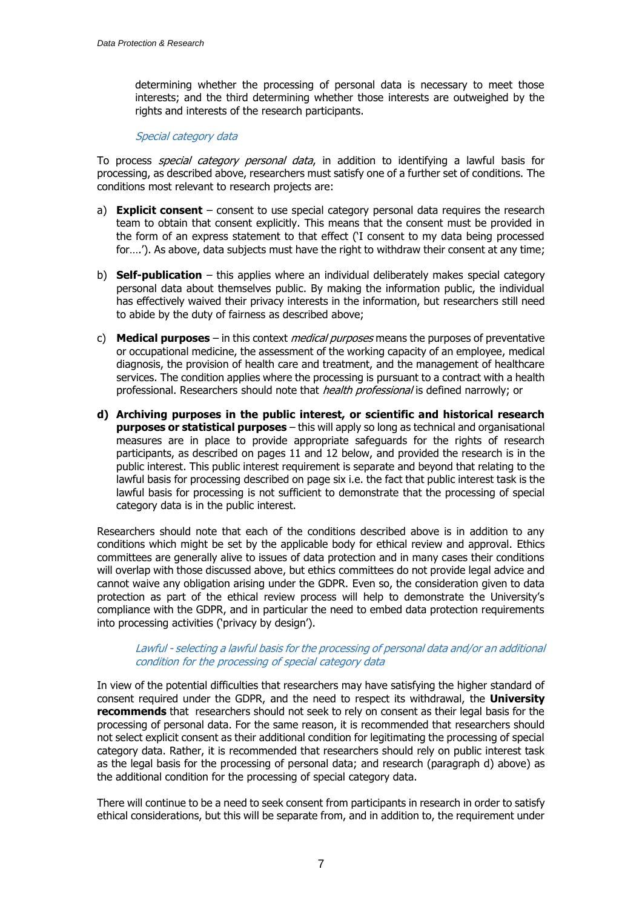determining whether the processing of personal data is necessary to meet those interests; and the third determining whether those interests are outweighed by the rights and interests of the research participants.

### *Special category data*

To process *special category personal data*, in addition to identifying a lawful basis for processing, as described above, researchers must satisfy one of a further set of conditions. The conditions most relevant to research projects are:

a) **Explicit consent** – consent to use special category personal data requires the research team to obtain that consent explicitly. This means that the consent must be provided in the form of an express statement to that effect ('I consent to my data being processed for….'). As above, data subjects must have the right to withdraw their consent at any time;

b) **Self-publication** – this applies where an individual deliberately makes special category personal data about themselves public. By making the information public, the individual has effectively waived their privacy interests in the information, but researchers still need to abide by the duty of fairness as described above;

c) **Medical purposes** – in this context *medical purposes* means the purposes of preventative or occupational medicine, the assessment of the working capacity of an employee, medical diagnosis, the provision of health care and treatment, and the management of healthcare services. The condition applies where the processing is pursuant to a contract with a health professional. Researchers should note that *health professional* is defined narrowly; or

**d) Archiving purposes in the public interest, or scientific and historical research purposes or statistical purposes** – this will apply so long as technical and organisational measures are in place to provide appropriate safeguards for the rights of research participants, as described on pages 11 and 12 below, and provided the research is in the public interest. This public interest requirement is separate and beyond that relating to the lawful basis for processing described on page six i.e. the fact that public interest task is the lawful basis for processing is not sufficient to demonstrate that the processing of special category data is in the public interest.

Researchers should note that each of the conditions described above is in addition to any conditions which might be set by the applicable body for ethical review and approval. Ethics committees are generally alive to issues of data protection and in many cases their conditions will overlap with those discussed above, but ethics committees do not provide legal advice and cannot waive any obligation arising under the GDPR. Even so, the consideration given to data protection as part of the ethical review process will help to demonstrate the University's compliance with the GDPR, and in particular the need to embed data protection requirements into processing activities ('privacy by design').

### *Lawful - selecting a lawful basis for the processing of personal data and/or an additional condition for the processing of special category data*

In view of the potential difficulties that researchers may have satisfying the higher standard of consent required under the GDPR, and the need to respect its withdrawal, the **University recommends** that researchers should not seek to rely on consent as their legal basis for the processing of personal data. For the same reason, it is recommended that researchers should not select explicit consent as their additional condition for legitimating the processing of special category data. Rather, it is recommended that researchers should rely on public interest task as the legal basis for the processing of personal data; and research (paragraph d) above) as the additional condition for the processing of special category data.

There will continue to be a need to seek consent from participants in research in order to satisfy ethical considerations, but this will be separate from, and in addition to, the requirement under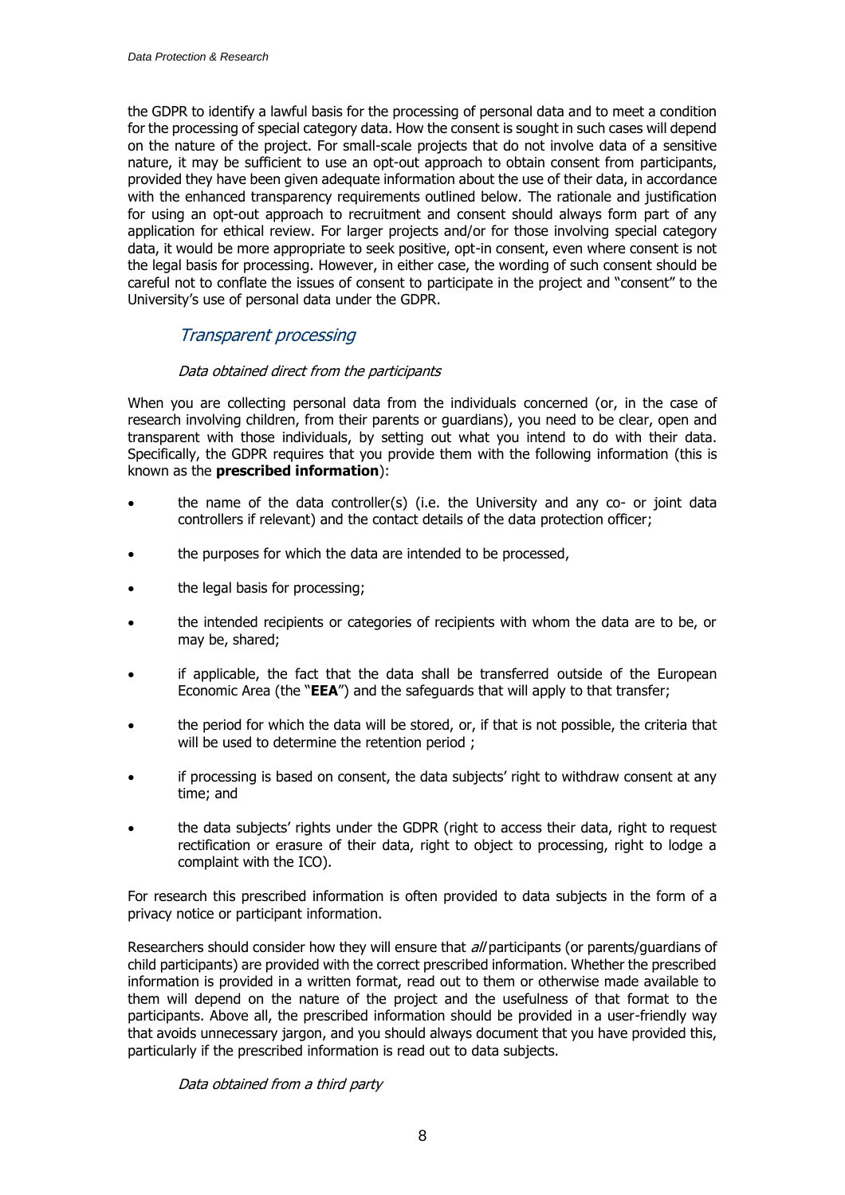the GDPR to identify a lawful basis for the processing of personal data and to meet a condition for the processing of special category data. How the consent is sought in such cases will depend on the nature of the project. For small-scale projects that do not involve data of a sensitive nature, it may be sufficient to use an opt-out approach to obtain consent from participants, provided they have been given adequate information about the use of their data, in accordance with the enhanced transparency requirements outlined below. The rationale and justification for using an opt-out approach to recruitment and consent should always form part of any application for ethical review. For larger projects and/or for those involving special category data, it would be more appropriate to seek positive, opt-in consent, even where consent is not the legal basis for processing. However, in either case, the wording of such consent should be careful not to conflate the issues of consent to participate in the project and "consent" to the University's use of personal data under the GDPR.

## *Transparent processing*

### *Data obtained direct from the participants*

When you are collecting personal data from the individuals concerned (or, in the case of research involving children, from their parents or guardians), you need to be clear, open and transparent with those individuals, by setting out what you intend to do with their data. Specifically, the GDPR requires that you provide them with the following information (this is known as the **prescribed information**):

- the name of the data controller(s) (i.e. the University and any co- or joint data controllers if relevant) and the contact details of the data protection officer;
- the purposes for which the data are intended to be processed,
- the legal basis for processing;
- the intended recipients or categories of recipients with whom the data are to be, or may be, shared;
- if applicable, the fact that the data shall be transferred outside of the European Economic Area (the "**EEA**") and the safeguards that will apply to that transfer;
- the period for which the data will be stored, or, if that is not possible, the criteria that will be used to determine the retention period ;
- if processing is based on consent, the data subjects' right to withdraw consent at any time; and
- the data subjects' rights under the GDPR (right to access their data, right to request rectification or erasure of their data, right to object to processing, right to lodge a complaint with the ICO).

For research this prescribed information is often provided to data subjects in the form of a privacy notice or participant information.

Researchers should consider how they will ensure that *all* participants (or parents/guardians of child participants) are provided with the correct prescribed information. Whether the prescribed information is provided in a written format, read out to them or otherwise made available to them will depend on the nature of the project and the usefulness of that format to the participants. Above all, the prescribed information should be provided in a user-friendly way that avoids unnecessary jargon, and you should always document that you have provided this, particularly if the prescribed information is read out to data subjects.

### *Data obtained from a third party*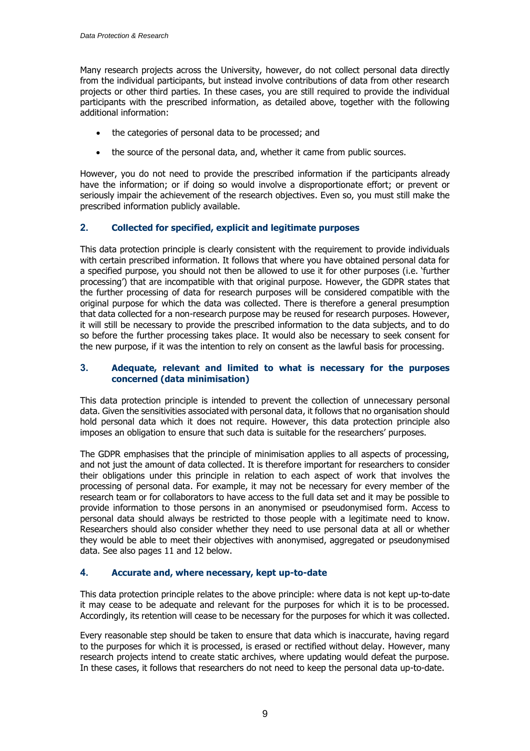Many research projects across the University, however, do not collect personal data directly from the individual participants, but instead involve contributions of data from other research projects or other third parties. In these cases, you are still required to provide the individual participants with the prescribed information, as detailed above, together with the following additional information:

- the categories of personal data to be processed; and
- the source of the personal data, and, whether it came from public sources.

However, you do not need to provide the prescribed information if the participants already have the information; or if doing so would involve a disproportionate effort; or prevent or seriously impair the achievement of the research objectives. Even so, you must still make the prescribed information publicly available.

### 2. Collected for specified, explicit and legitimate purposes

This data protection principle is clearly consistent with the requirement to provide individuals with certain prescribed information. It follows that where you have obtained personal data for a specified purpose, you should not then be allowed to use it for other purposes (i.e. 'further processing') that are incompatible with that original purpose. However, the GDPR states that the further processing of data for research purposes will be considered compatible with the original purpose for which the data was collected. There is therefore a general presumption that data collected for a non-research purpose may be reused for research purposes. However, it will still be necessary to provide the prescribed information to the data subjects, and to do so before the further processing takes place. It would also be necessary to seek consent for the new purpose, if it was the intention to rely on consent as the lawful basis for processing.

### 3. Adequate, relevant and limited to what is necessary for the purposes concerned (data minimisation)

This data protection principle is intended to prevent the collection of unnecessary personal data. Given the sensitivities associated with personal data, it follows that no organisation should hold personal data which it does not require. However, this data protection principle also imposes an obligation to ensure that such data is suitable for the researchers' purposes.

The GDPR emphasises that the principle of minimisation applies to all aspects of processing, and not just the amount of data collected. It is therefore important for researchers to consider their obligations under this principle in relation to each aspect of work that involves the processing of personal data. For example, it may not be necessary for every member of the research team or for collaborators to have access to the full data set and it may be possible to provide information to those persons in an anonymised or pseudonymised form. Access to personal data should always be restricted to those people with a legitimate need to know. Researchers should also consider whether they need to use personal data at all or whether they would be able to meet their objectives with anonymised, aggregated or pseudonymised data. See also pages 11 and 12 below.

### 4. Accurate and, where necessary, kept up-to-date

This data protection principle relates to the above principle: where data is not kept up-to-date it may cease to be adequate and relevant for the purposes for which it is to be processed. Accordingly, its retention will cease to be necessary for the purposes for which it was collected.

Every reasonable step should be taken to ensure that data which is inaccurate, having regard to the purposes for which it is processed, is erased or rectified without delay. However, many research projects intend to create static archives, where updating would defeat the purpose. In these cases, it follows that researchers do not need to keep the personal data up-to-date.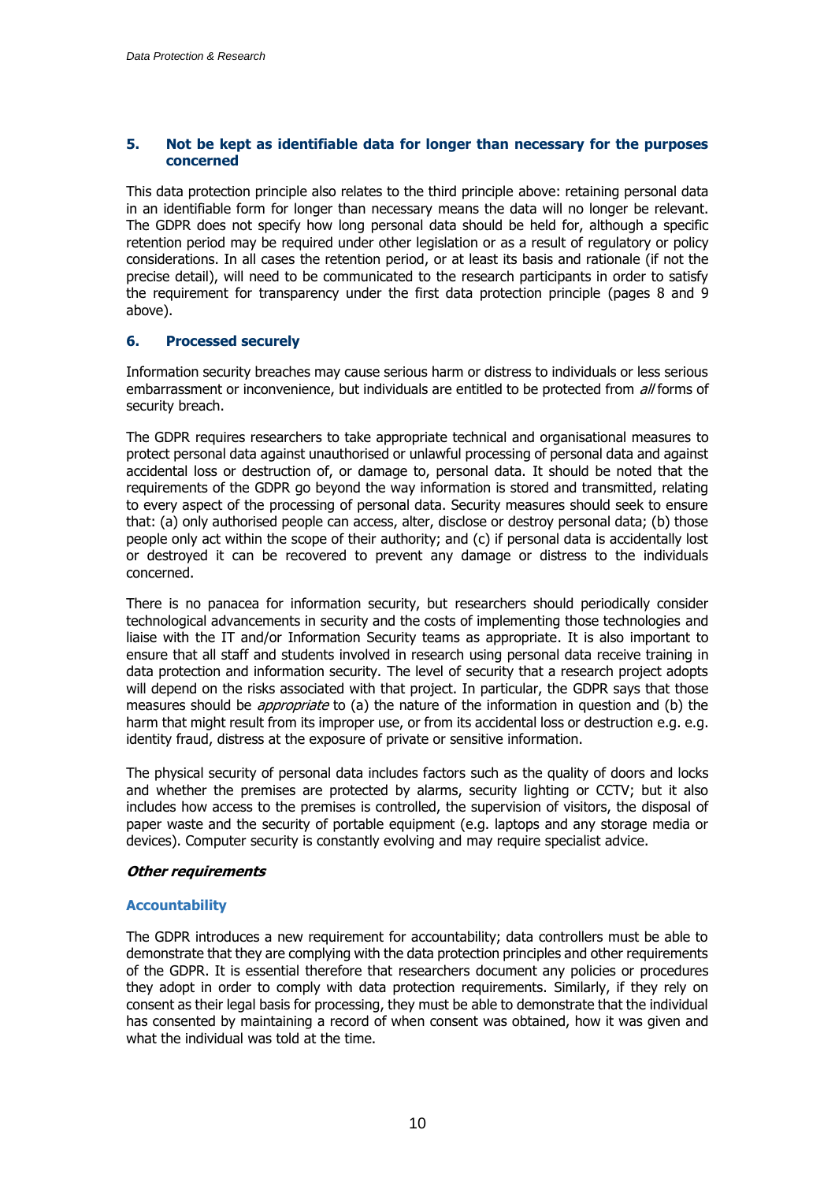### 5. Not be kept as identifiable data for longer than necessary for the purposes concerned

This data protection principle also relates to the third principle above: retaining personal data in an identifiable form for longer than necessary means the data will no longer be relevant. The GDPR does not specify how long personal data should be held for, although a specific retention period may be required under other legislation or as a result of regulatory or policy considerations. In all cases the retention period, or at least its basis and rationale (if not the precise detail), will need to be communicated to the research participants in order to satisfy the requirement for transparency under the first data protection principle (pages 8 and 9 above).

### 6. Processed securely

Information security breaches may cause serious harm or distress to individuals or less serious embarrassment or inconvenience, but individuals are entitled to be protected from *all* forms of security breach.

The GDPR requires researchers to take appropriate technical and organisational measures to protect personal data against unauthorised or unlawful processing of personal data and against accidental loss or destruction of, or damage to, personal data. It should be noted that the requirements of the GDPR go beyond the way information is stored and transmitted, relating to every aspect of the processing of personal data. Security measures should seek to ensure that: (a) only authorised people can access, alter, disclose or destroy personal data; (b) those people only act within the scope of their authority; and (c) if personal data is accidentally lost or destroyed it can be recovered to prevent any damage or distress to the individuals concerned.

There is no panacea for information security, but researchers should periodically consider technological advancements in security and the costs of implementing those technologies and liaise with the IT and/or Information Security teams as appropriate. It is also important to ensure that all staff and students involved in research using personal data receive training in data protection and information security. The level of security that a research project adopts will depend on the risks associated with that project. In particular, the GDPR says that those measures should be *appropriate* to (a) the nature of the information in question and (b) the harm that might result from its improper use, or from its accidental loss or destruction e.g. e.g. identity fraud, distress at the exposure of private or sensitive information.

The physical security of personal data includes factors such as the quality of doors and locks and whether the premises are protected by alarms, security lighting or CCTV; but it also includes how access to the premises is controlled, the supervision of visitors, the disposal of paper waste and the security of portable equipment (e.g. laptops and any storage media or devices). Computer security is constantly evolving and may require specialist advice.

### *Other requirements*

#### Accountability

The GDPR introduces a new requirement for accountability; data controllers must be able to demonstrate that they are complying with the data protection principles and other requirements of the GDPR. It is essential therefore that researchers document any policies or procedures they adopt in order to comply with data protection requirements. Similarly, if they rely on consent as their legal basis for processing, they must be able to demonstrate that the individual has consented by maintaining a record of when consent was obtained, how it was given and what the individual was told at the time.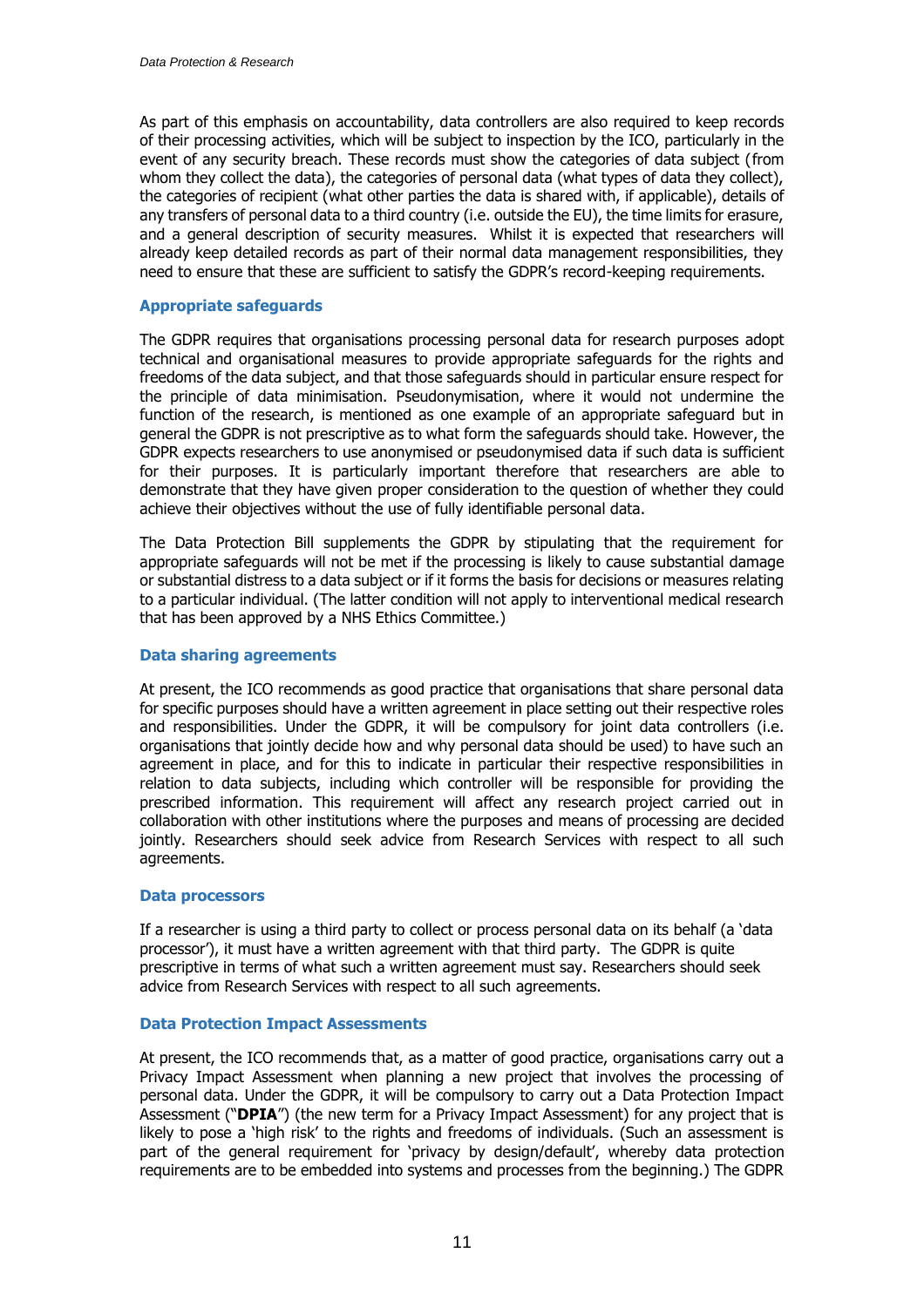As part of this emphasis on accountability, data controllers are also required to keep records of their processing activities, which will be subject to inspection by the ICO, particularly in the event of any security breach. These records must show the categories of data subject (from whom they collect the data), the categories of personal data (what types of data they collect), the categories of recipient (what other parties the data is shared with, if applicable), details of any transfers of personal data to a third country (i.e. outside the EU), the time limits for erasure, and a general description of security measures. Whilst it is expected that researchers will already keep detailed records as part of their normal data management responsibilities, they need to ensure that these are sufficient to satisfy the GDPR's record-keeping requirements.

### Appropriate safeguards

The GDPR requires that organisations processing personal data for research purposes adopt technical and organisational measures to provide appropriate safeguards for the rights and freedoms of the data subject, and that those safeguards should in particular ensure respect for the principle of data minimisation. Pseudonymisation, where it would not undermine the function of the research, is mentioned as one example of an appropriate safeguard but in general the GDPR is not prescriptive as to what form the safeguards should take. However, the GDPR expects researchers to use anonymised or pseudonymised data if such data is sufficient for their purposes. It is particularly important therefore that researchers are able to demonstrate that they have given proper consideration to the question of whether they could achieve their objectives without the use of fully identifiable personal data.

The Data Protection Bill supplements the GDPR by stipulating that the requirement for appropriate safeguards will not be met if the processing is likely to cause substantial damage or substantial distress to a data subject or if it forms the basis for decisions or measures relating to a particular individual. (The latter condition will not apply to interventional medical research that has been approved by a NHS Ethics Committee.)

### Data sharing agreements

At present, the ICO recommends as good practice that organisations that share personal data for specific purposes should have a written agreement in place setting out their respective roles and responsibilities. Under the GDPR, it will be compulsory for joint data controllers (i.e. organisations that jointly decide how and why personal data should be used) to have such an agreement in place, and for this to indicate in particular their respective responsibilities in relation to data subjects, including which controller will be responsible for providing the prescribed information. This requirement will affect any research project carried out in collaboration with other institutions where the purposes and means of processing are decided jointly. Researchers should seek advice from Research Services with respect to all such agreements.

### Data processors

If a researcher is using a third party to collect or process personal data on its behalf (a 'data processor'), it must have a written agreement with that third party. The GDPR is quite prescriptive in terms of what such a written agreement must say. Researchers should seek advice from Research Services with respect to all such agreements.

### Data Protection Impact Assessments

At present, the ICO recommends that, as a matter of good practice, organisations carry out a Privacy Impact Assessment when planning a new project that involves the processing of personal data. Under the GDPR, it will be compulsory to carry out a Data Protection Impact Assessment ("**DPIA**") (the new term for a Privacy Impact Assessment) for any project that is likely to pose a 'high risk' to the rights and freedoms of individuals. (Such an assessment is part of the general requirement for 'privacy by design/default', whereby data protection requirements are to be embedded into systems and processes from the beginning.) The GDPR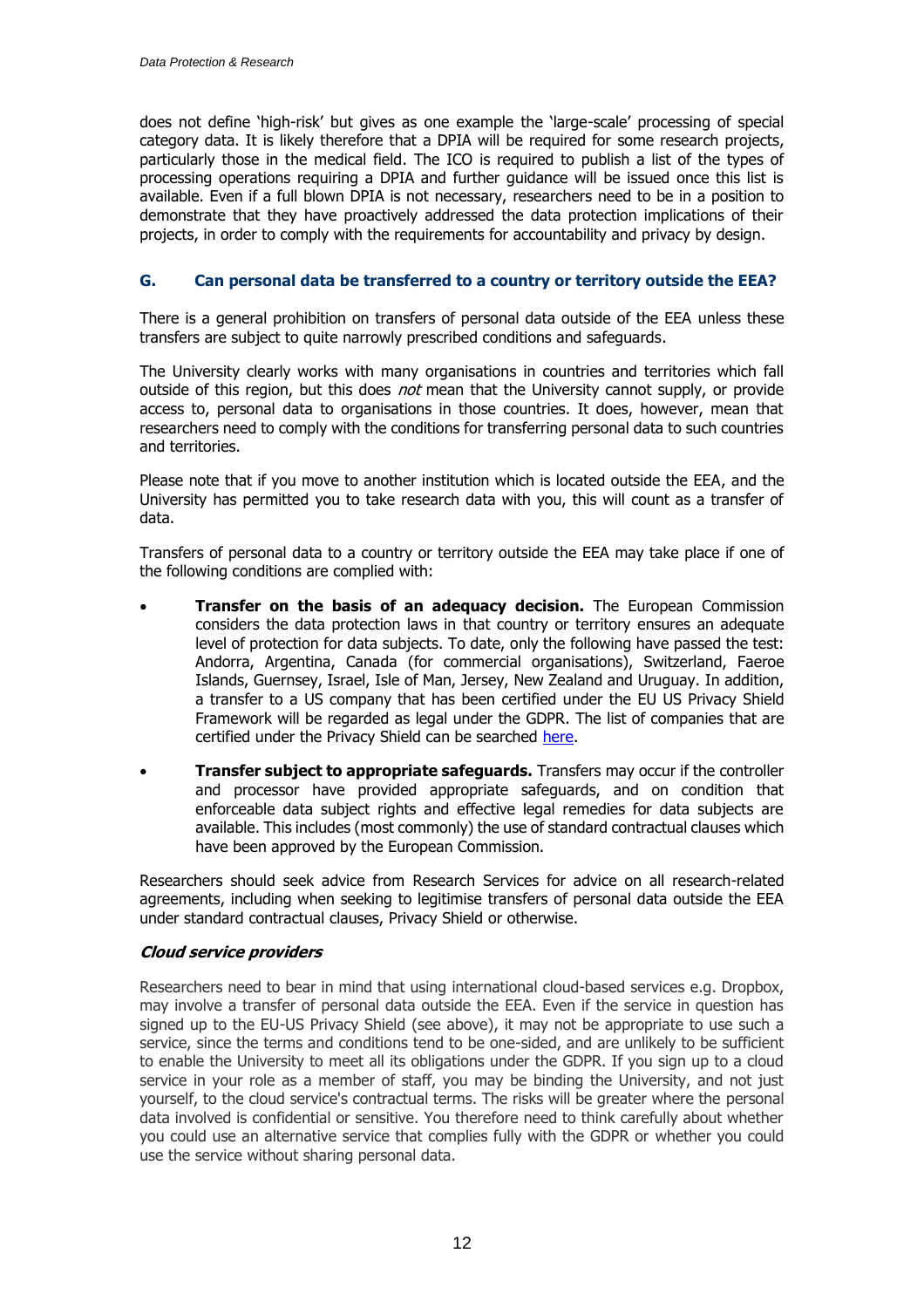does not define 'high-risk' but gives as one example the 'large-scale' processing of special category data. It is likely therefore that a DPIA will be required for some research projects, particularly those in the medical field. The ICO is required to publish a list of the types of processing operations requiring a DPIA and further guidance will be issued once this list is available. Even if a full blown DPIA is not necessary, researchers need to be in a position to demonstrate that they have proactively addressed the data protection implications of their projects, in order to comply with the requirements for accountability and privacy by design.

## G. Can personal data be transferred to a country or territory outside the EEA?

There is a general prohibition on transfers of personal data outside of the EEA unless these transfers are subject to quite narrowly prescribed conditions and safeguards.

The University clearly works with many organisations in countries and territories which fall outside of this region, but this does *not* mean that the University cannot supply, or provide access to, personal data to organisations in those countries. It does, however, mean that researchers need to comply with the conditions for transferring personal data to such countries and territories.

Please note that if you move to another institution which is located outside the EEA, and the University has permitted you to take research data with you, this will count as a transfer of data.

Transfers of personal data to a country or territory outside the EEA may take place if one of the following conditions are complied with:

- **Transfer on the basis of an adequacy decision.** The European Commission considers the data protection laws in that country or territory ensures an adequate level of protection for data subjects. To date, only the following have passed the test: Andorra, Argentina, Canada (for commercial organisations), Switzerland, Faeroe Islands, Guernsey, Israel, Isle of Man, Jersey, New Zealand and Uruguay. In addition, a transfer to a US company that has been certified under the EU US Privacy Shield Framework will be regarded as legal under the GDPR. The list of companies that are certified under the Privacy Shield can be searched here.
- **Transfer subject to appropriate safeguards.** Transfers may occur if the controller and processor have provided appropriate safeguards, and on condition that enforceable data subject rights and effective legal remedies for data subjects are available. This includes (most commonly) the use of standard contractual clauses which have been approved by the European Commission.

Researchers should seek advice from Research Services for advice on all research-related agreements, including when seeking to legitimise transfers of personal data outside the EEA under standard contractual clauses, Privacy Shield or otherwise.

### *Cloud service providers*

Researchers need to bear in mind that using international cloud-based services e.g. Dropbox, may involve a transfer of personal data outside the EEA. Even if the service in question has signed up to the EU-US Privacy Shield (see above), it may not be appropriate to use such a service, since the terms and conditions tend to be one-sided, and are unlikely to be sufficient to enable the University to meet all its obligations under the GDPR. If you sign up to a cloud service in your role as a member of staff, you may be binding the University, and not just yourself, to the cloud service's contractual terms. The risks will be greater where the personal data involved is confidential or sensitive. You therefore need to think carefully about whether you could use an alternative service that complies fully with the GDPR or whether you could use the service without sharing personal data.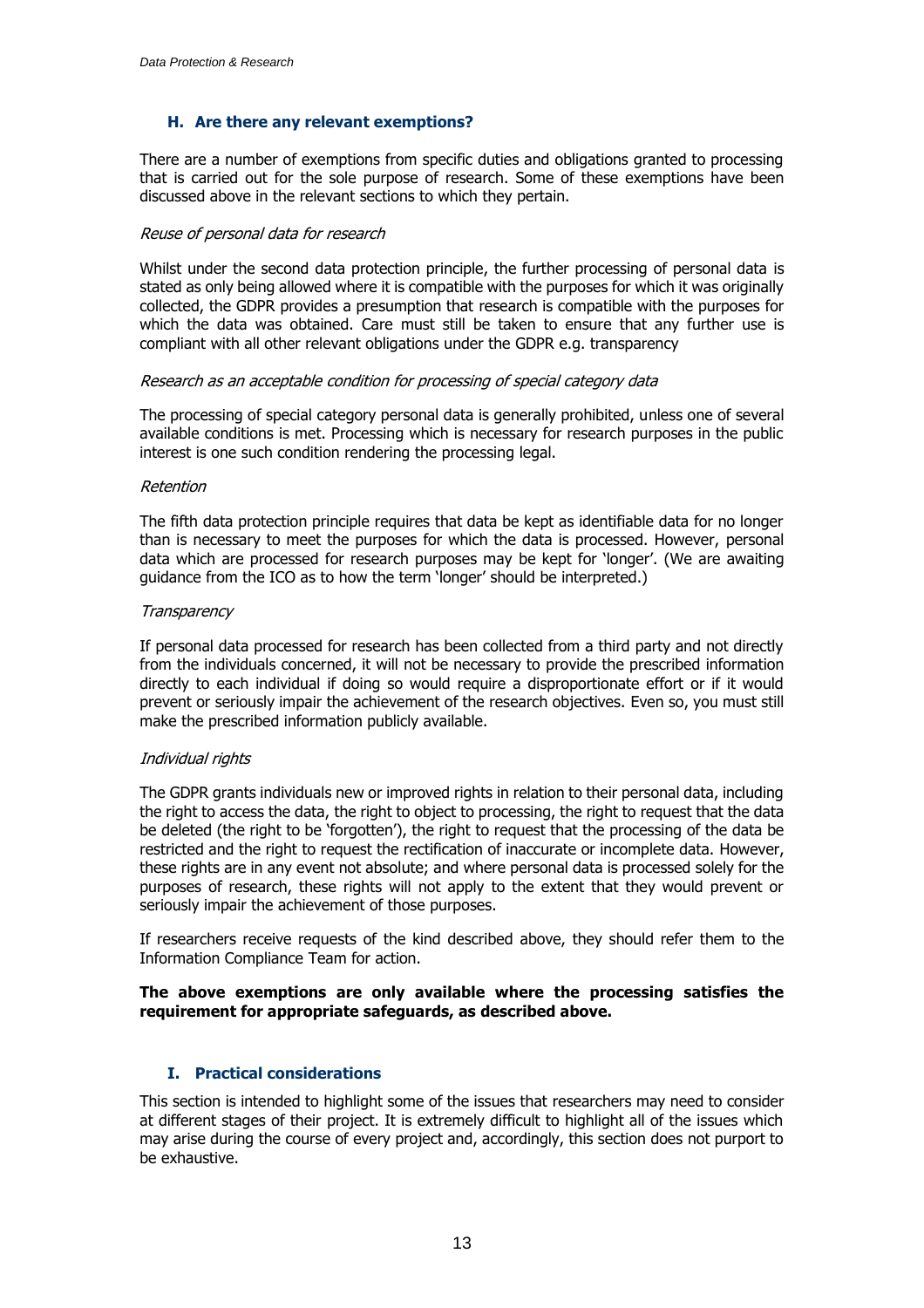## H. Are there any relevant exemptions?

There are a number of exemptions from specific duties and obligations granted to processing that is carried out for the sole purpose of research. Some of these exemptions have been discussed above in the relevant sections to which they pertain.

*Reuse of personal data for research*

Whilst under the second data protection principle, the further processing of personal data is stated as only being allowed where it is compatible with the purposes for which it was originally collected, the GDPR provides a presumption that research is compatible with the purposes for which the data was obtained. Care must still be taken to ensure that any further use is compliant with all other relevant obligations under the GDPR e.g. transparency

*Research as an acceptable condition for processing of special category data*

The processing of special category personal data is generally prohibited, unless one of several available conditions is met. Processing which is necessary for research purposes in the public interest is one such condition rendering the processing legal.

*Retention*

The fifth data protection principle requires that data be kept as identifiable data for no longer than is necessary to meet the purposes for which the data is processed. However, personal data which are processed for research purposes may be kept for 'longer'. (We are awaiting guidance from the ICO as to how the term 'longer' should be interpreted.)

*Transparency*

If personal data processed for research has been collected from a third party and not directly from the individuals concerned, it will not be necessary to provide the prescribed information directly to each individual if doing so would require a disproportionate effort or if it would prevent or seriously impair the achievement of the research objectives. Even so, you must still make the prescribed information publicly available.

*Individual rights*

The GDPR grants individuals new or improved rights in relation to their personal data, including the right to access the data, the right to object to processing, the right to request that the data be deleted (the right to be 'forgotten'), the right to request that the processing of the data be restricted and the right to request the rectification of inaccurate or incomplete data. However, these rights are in any event not absolute; and where personal data is processed solely for the purposes of research, these rights will not apply to the extent that they would prevent or seriously impair the achievement of those purposes.

If researchers receive requests of the kind described above, they should refer them to the Information Compliance Team for action.

**The above exemptions are only available where the processing satisfies the requirement for appropriate safeguards, as described above.**

## I. Practical considerations

This section is intended to highlight some of the issues that researchers may need to consider at different stages of their project. It is extremely difficult to highlight all of the issues which may arise during the course of every project and, accordingly, this section does not purport to be exhaustive.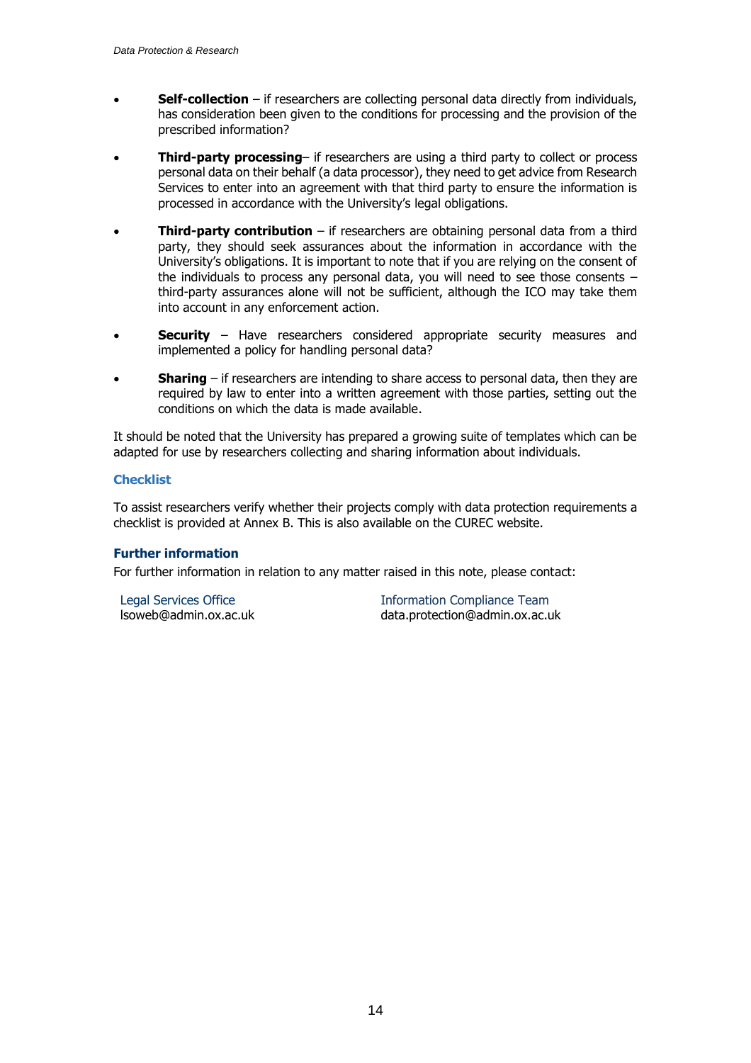- **Self-collection** – if researchers are collecting personal data directly from individuals, has consideration been given to the conditions for processing and the provision of the prescribed information?

- **Third-party processing**– if researchers are using a third party to collect or process personal data on their behalf (a data processor), they need to get advice from Research Services to enter into an agreement with that third party to ensure the information is processed in accordance with the University's legal obligations.

- **Third-party contribution** – if researchers are obtaining personal data from a third party, they should seek assurances about the information in accordance with the University's obligations. It is important to note that if you are relying on the consent of the individuals to process any personal data, you will need to see those consents – third-party assurances alone will not be sufficient, although the ICO may take them into account in any enforcement action.

- **Security** – Have researchers considered appropriate security measures and implemented a policy for handling personal data?

- **Sharing** – if researchers are intending to share access to personal data, then they are required by law to enter into a written agreement with those parties, setting out the conditions on which the data is made available.

It should be noted that the University has prepared a growing suite of templates which can be adapted for use by researchers collecting and sharing information about individuals.

### Checklist

To assist researchers verify whether their projects comply with data protection requirements a checklist is provided at Annex B. This is also available on the CUREC website.

### Further information

For further information in relation to any matter raised in this note, please contact:

Legal Services Office
lsoweb@admin.ox.ac.uk

Information Compliance Team
data.protection@admin.ox.ac.uk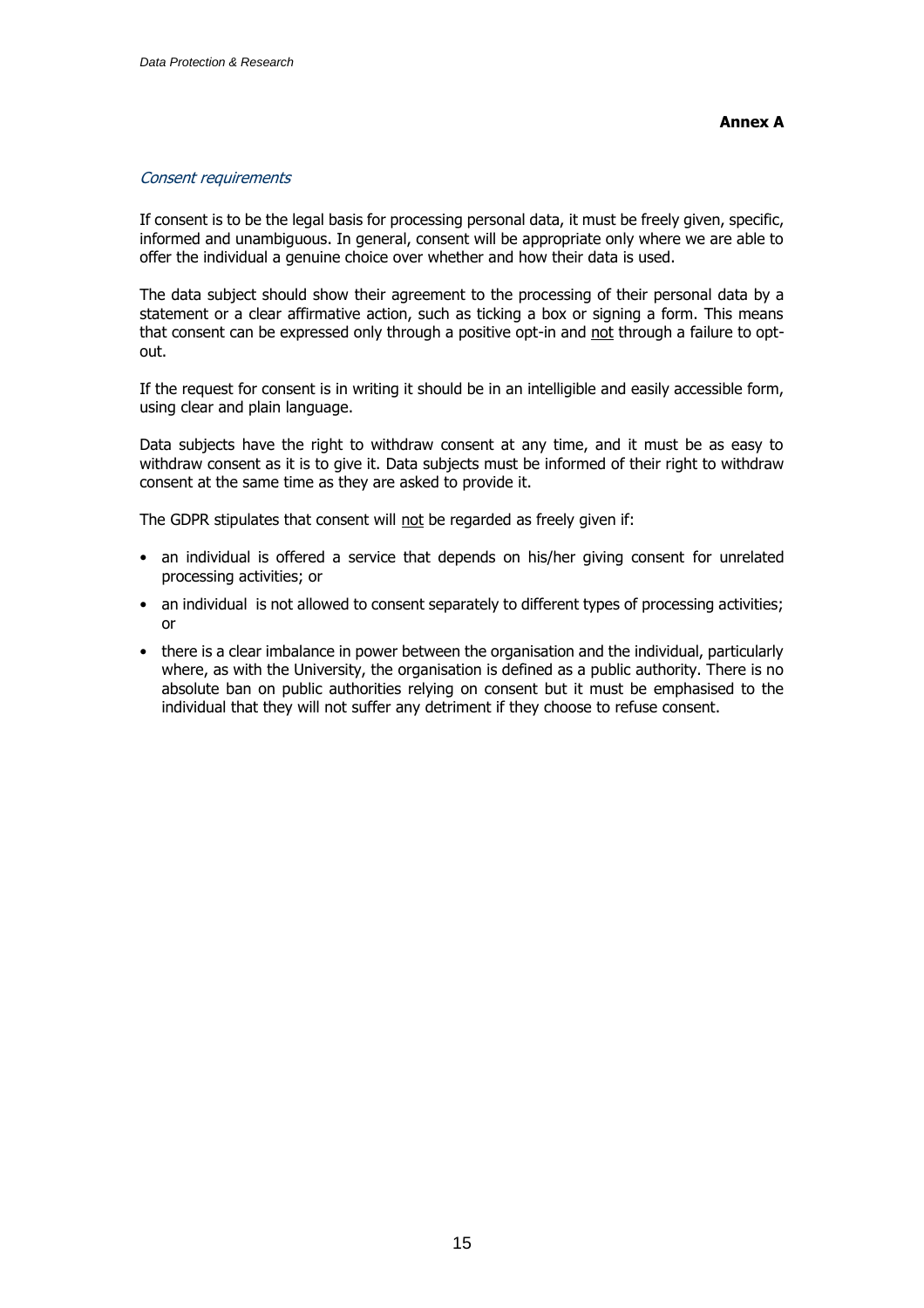**Annex A**

*Consent requirements*

If consent is to be the legal basis for processing personal data, it must be freely given, specific, informed and unambiguous. In general, consent will be appropriate only where we are able to offer the individual a genuine choice over whether and how their data is used.

The data subject should show their agreement to the processing of their personal data by a statement or a clear affirmative action, such as ticking a box or signing a form. This means that consent can be expressed only through a positive opt-in and <u>not</u> through a failure to opt-out.

If the request for consent is in writing it should be in an intelligible and easily accessible form, using clear and plain language.

Data subjects have the right to withdraw consent at any time, and it must be as easy to withdraw consent as it is to give it. Data subjects must be informed of their right to withdraw consent at the same time as they are asked to provide it.

The GDPR stipulates that consent will <u>not</u> be regarded as freely given if:

- an individual is offered a service that depends on his/her giving consent for unrelated processing activities; or
- an individual is not allowed to consent separately to different types of processing activities; or
- there is a clear imbalance in power between the organisation and the individual, particularly where, as with the University, the organisation is defined as a public authority. There is no absolute ban on public authorities relying on consent but it must be emphasised to the individual that they will not suffer any detriment if they choose to refuse consent.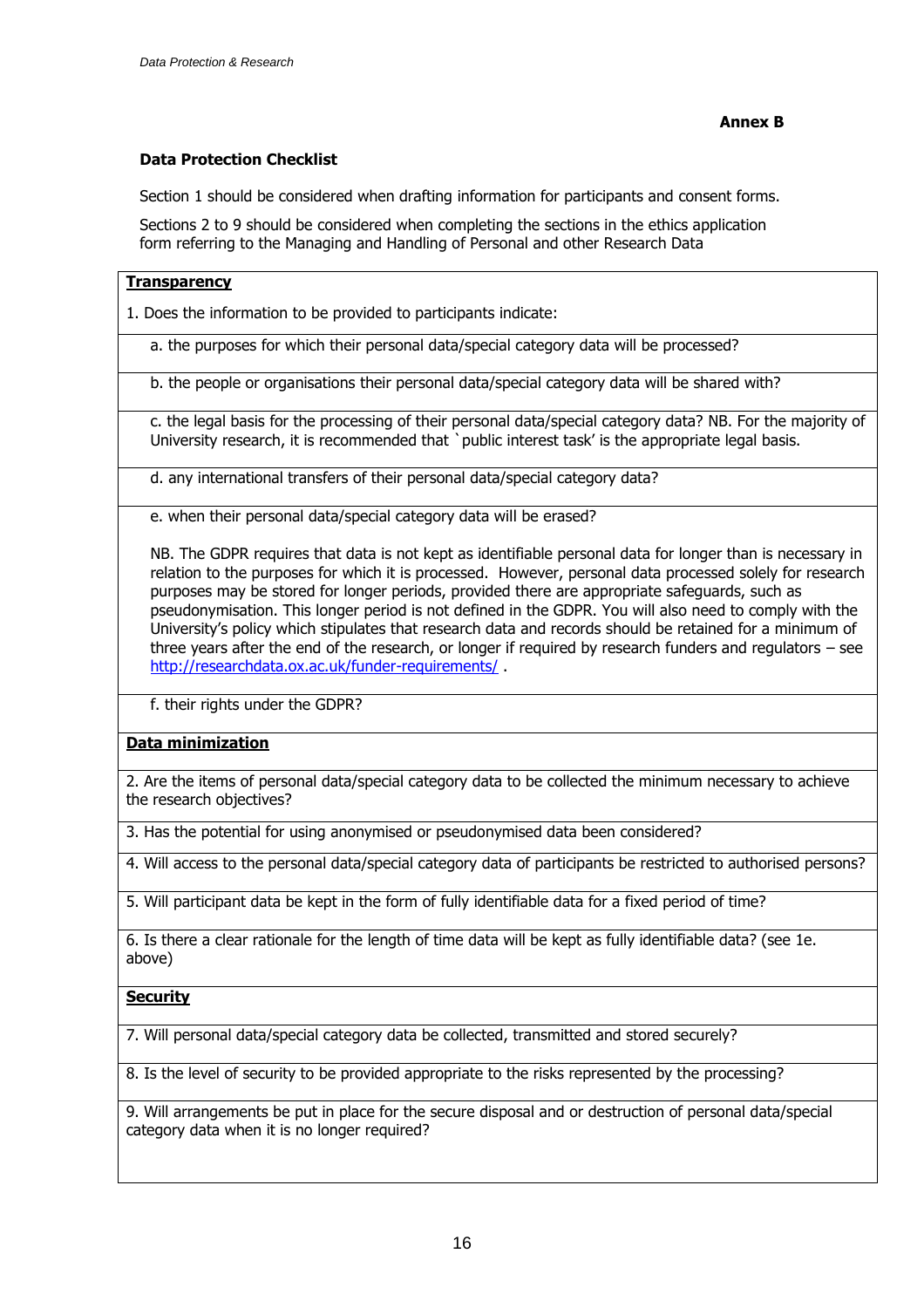**Annex B**

**Data Protection Checklist**

Section 1 should be considered when drafting information for participants and consent forms.

Sections 2 to 9 should be considered when completing the sections in the ethics application form referring to the Managing and Handling of Personal and other Research Data

**Transparency**

1. Does the information to be provided to participants indicate:

   a. the purposes for which their personal data/special category data will be processed?

   b. the people or organisations their personal data/special category data will be shared with?

   c. the legal basis for the processing of their personal data/special category data? NB. For the majority of University research, it is recommended that `public interest task' is the appropriate legal basis.

   d. any international transfers of their personal data/special category data?

   e. when their personal data/special category data will be erased?

   NB. The GDPR requires that data is not kept as identifiable personal data for longer than is necessary in relation to the purposes for which it is processed. However, personal data processed solely for research purposes may be stored for longer periods, provided there are appropriate safeguards, such as pseudonymisation. This longer period is not defined in the GDPR. You will also need to comply with the University's policy which stipulates that research data and records should be retained for a minimum of three years after the end of the research, or longer if required by research funders and regulators – see http://researchdata.ox.ac.uk/funder-requirements/ .

   f. their rights under the GDPR?

**Data minimization**

2. Are the items of personal data/special category data to be collected the minimum necessary to achieve the research objectives?

3. Has the potential for using anonymised or pseudonymised data been considered?

4. Will access to the personal data/special category data of participants be restricted to authorised persons?

5. Will participant data be kept in the form of fully identifiable data for a fixed period of time?

6. Is there a clear rationale for the length of time data will be kept as fully identifiable data? (see 1e. above)

**Security**

7. Will personal data/special category data be collected, transmitted and stored securely?

8. Is the level of security to be provided appropriate to the risks represented by the processing?

9. Will arrangements be put in place for the secure disposal and or destruction of personal data/special category data when it is no longer required?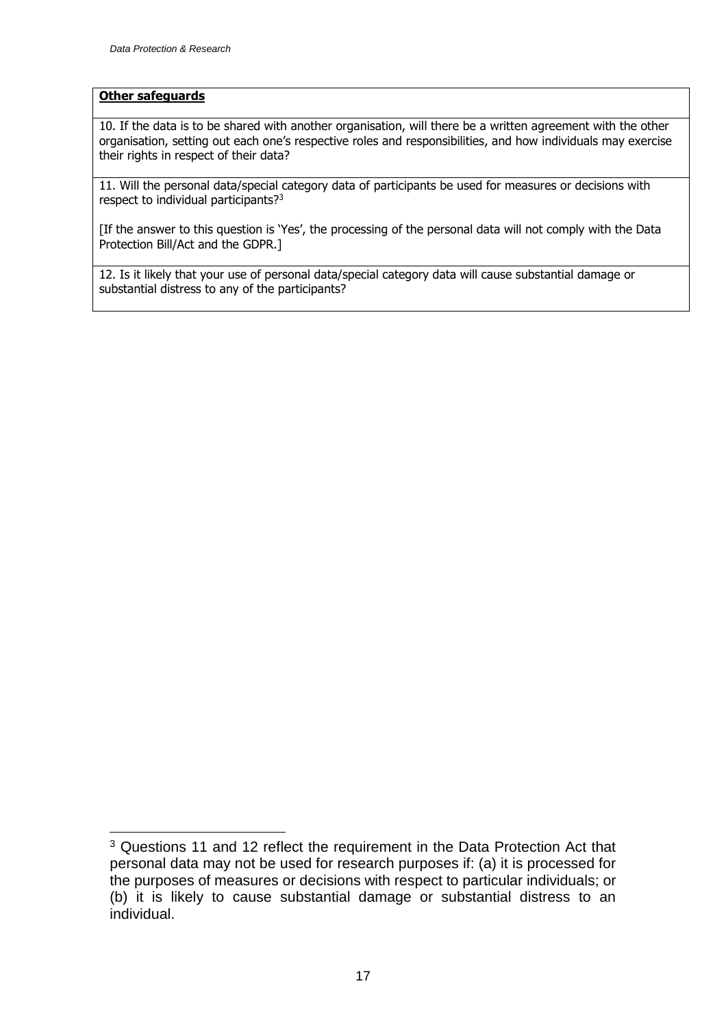**Other safeguards**

10. If the data is to be shared with another organisation, will there be a written agreement with the other organisation, setting out each one's respective roles and responsibilities, and how individuals may exercise their rights in respect of their data?

11. Will the personal data/special category data of participants be used for measures or decisions with respect to individual participants?[3]

[If the answer to this question is 'Yes', the processing of the personal data will not comply with the Data Protection Bill/Act and the GDPR.]

12. Is it likely that your use of personal data/special category data will cause substantial damage or substantial distress to any of the participants?

[3] Questions 11 and 12 reflect the requirement in the Data Protection Act that personal data may not be used for research purposes if: (a) it is processed for the purposes of measures or decisions with respect to particular individuals; or (b) it is likely to cause substantial damage or substantial distress to an individual.